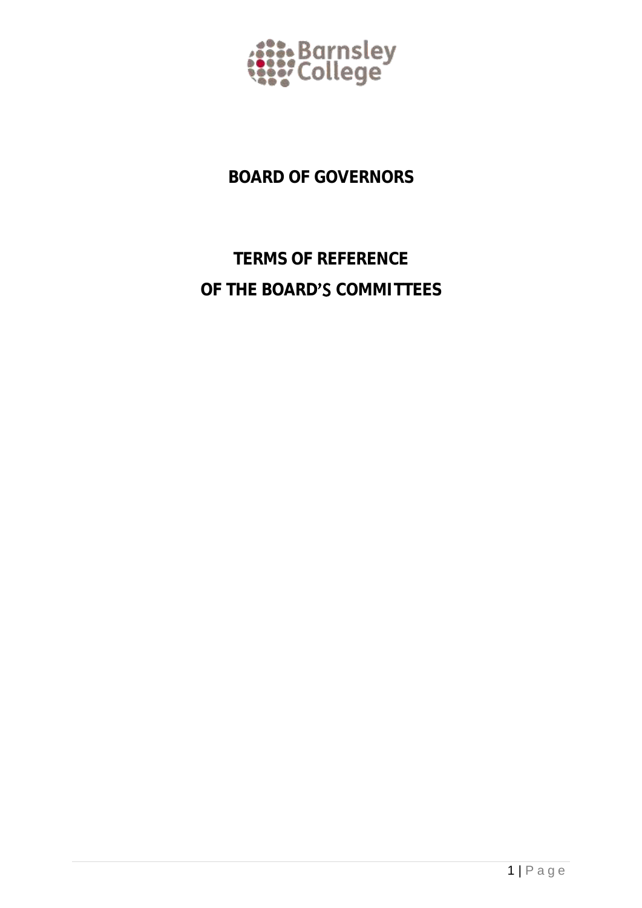# BOARD OF GOVERNORS

# TERMS OF REFERENCE
# OF THE BOARD'S COMMITTEES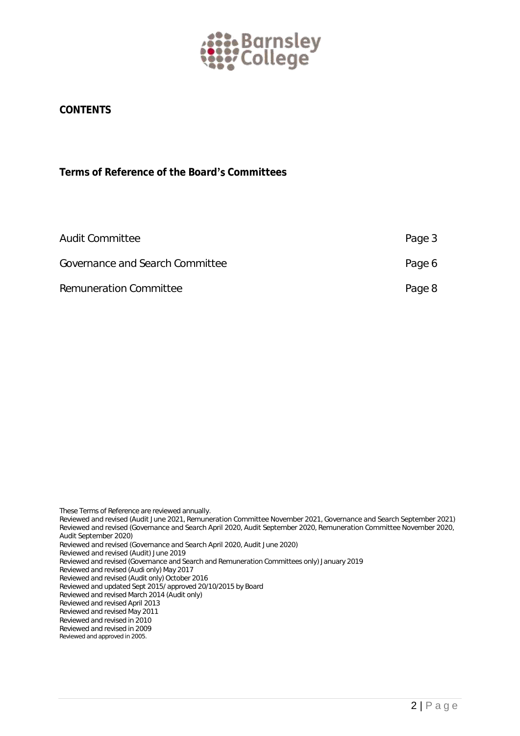## CONTENTS

## Terms of Reference of the Board's Committees

| | |
|---|---|
| Audit Committee | Page 3 |
| Governance and Search Committee | Page 6 |
| Remuneration Committee | Page 8 |

These Terms of Reference are reviewed annually.
Reviewed and revised (Audit June 2021, Remuneration Committee November 2021, Governance and Search September 2021)
Reviewed and revised (Governance and Search April 2020, Audit September 2020, Remuneration Committee November 2020, Audit September 2020)
Reviewed and revised (Governance and Search April 2020, Audit June 2020)
Reviewed and revised (Audit) June 2019
Reviewed and revised (Governance and Search and Remuneration Committees only) January 2019
Reviewed and revised (Audi only) May 2017
Reviewed and revised (Audit only) October 2016
Reviewed and updated Sept 2015/ approved 20/10/2015 by Board
Reviewed and revised March 2014 (Audit only)
Reviewed and revised April 2013
Reviewed and revised May 2011
Reviewed and revised in 2010
Reviewed and revised in 2009
Reviewed and approved in 2005.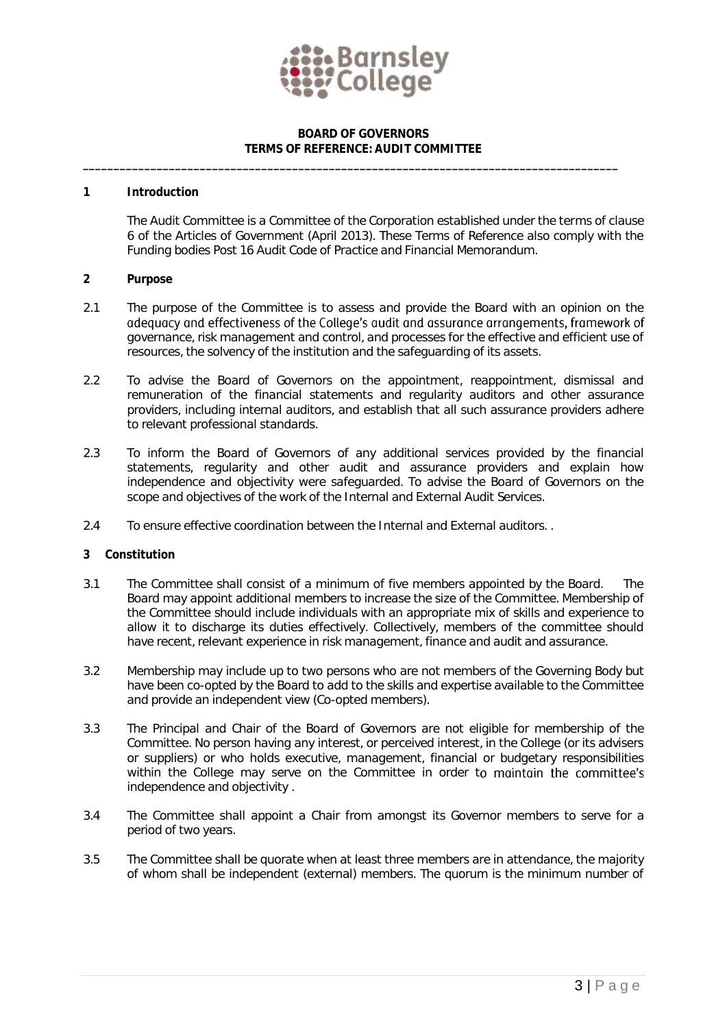**BOARD OF GOVERNORS**
**TERMS OF REFERENCE: AUDIT COMMITTEE**

---

## 1 Introduction

The Audit Committee is a Committee of the Corporation established under the terms of clause 6 of the Articles of Government (April 2013). These Terms of Reference also comply with the Funding bodies Post 16 Audit Code of Practice and Financial Memorandum.

## 2 Purpose

2.1 The purpose of the Committee is to assess and provide the Board with an opinion on the adequacy and effectiveness of the College's audit and assurance arrangements, framework of governance, risk management and control, and processes for the effective and efficient use of resources, the solvency of the institution and the safeguarding of its assets.

2.2 To advise the Board of Governors on the appointment, reappointment, dismissal and remuneration of the financial statements and regularity auditors and other assurance providers, including internal auditors, and establish that all such assurance providers adhere to relevant professional standards.

2.3 To inform the Board of Governors of any additional services provided by the financial statements, regularity and other audit and assurance providers and explain how independence and objectivity were safeguarded. To advise the Board of Governors on the scope and objectives of the work of the Internal and External Audit Services.

2.4 To ensure effective coordination between the Internal and External auditors. .

## 3 Constitution

3.1 The Committee shall consist of a minimum of five members appointed by the Board. The Board may appoint additional members to increase the size of the Committee. Membership of the Committee should include individuals with an appropriate mix of skills and experience to allow it to discharge its duties effectively. Collectively, members of the committee should have recent, relevant experience in risk management, finance and audit and assurance.

3.2 Membership may include up to two persons who are not members of the Governing Body but have been co-opted by the Board to add to the skills and expertise available to the Committee and provide an independent view (Co-opted members).

3.3 The Principal and Chair of the Board of Governors are not eligible for membership of the Committee. No person having any interest, or perceived interest, in the College (or its advisers or suppliers) or who holds executive, management, financial or budgetary responsibilities within the College may serve on the Committee in order to maintain the committee's independence and objectivity .

3.4 The Committee shall appoint a Chair from amongst its Governor members to serve for a period of two years.

3.5 The Committee shall be quorate when at least three members are in attendance, the majority of whom shall be independent (external) members. The quorum is the minimum number of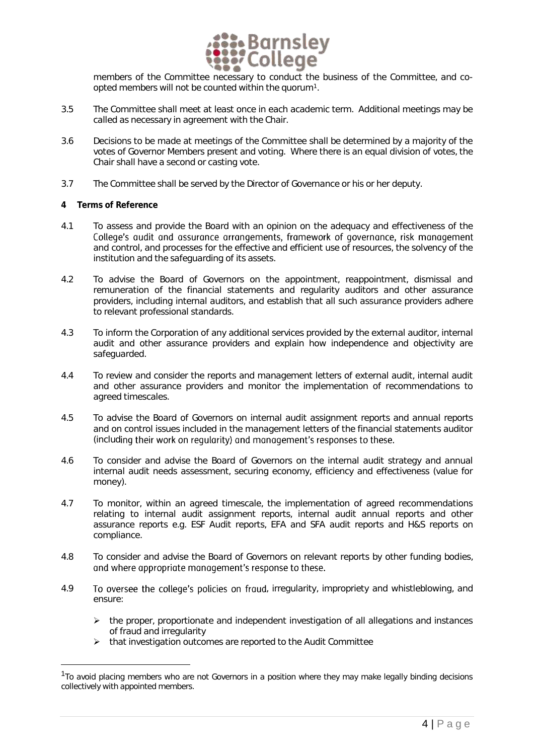members of the Committee necessary to conduct the business of the Committee, and co-opted members will not be counted within the quorum[1].

3.5 The Committee shall meet at least once in each academic term. Additional meetings may be called as necessary in agreement with the Chair.

3.6 Decisions to be made at meetings of the Committee shall be determined by a majority of the votes of Governor Members present and voting. Where there is an equal division of votes, the Chair shall have a second or casting vote.

3.7 The Committee shall be served by the Director of Governance or his or her deputy.

**4 Terms of Reference**

4.1 To assess and provide the Board with an opinion on the adequacy and effectiveness of the College's audit and assurance arrangements, framework of governance, risk management and control, and processes for the effective and efficient use of resources, the solvency of the institution and the safeguarding of its assets.

4.2 To advise the Board of Governors on the appointment, reappointment, dismissal and remuneration of the financial statements and regularity auditors and other assurance providers, including internal auditors, and establish that all such assurance providers adhere to relevant professional standards.

4.3 To inform the Corporation of any additional services provided by the external auditor, internal audit and other assurance providers and explain how independence and objectivity are safeguarded.

4.4 To review and consider the reports and management letters of external audit, internal audit and other assurance providers and monitor the implementation of recommendations to agreed timescales.

4.5 To advise the Board of Governors on internal audit assignment reports and annual reports and on control issues included in the management letters of the financial statements auditor (including their work on regularity) and management's responses to these.

4.6 To consider and advise the Board of Governors on the internal audit strategy and annual internal audit needs assessment, securing economy, efficiency and effectiveness (value for money).

4.7 To monitor, within an agreed timescale, the implementation of agreed recommendations relating to internal audit assignment reports, internal audit annual reports and other assurance reports e.g. ESF Audit reports, EFA and SFA audit reports and H&S reports on compliance.

4.8 To consider and advise the Board of Governors on relevant reports by other funding bodies, and where appropriate management's response to these.

4.9 To oversee the college's policies on fraud, irregularity, impropriety and whistleblowing, and ensure:

- the proper, proportionate and independent investigation of all allegations and instances of fraud and irregularity
- that investigation outcomes are reported to the Audit Committee

[1] To avoid placing members who are not Governors in a position where they may make legally binding decisions collectively with appointed members.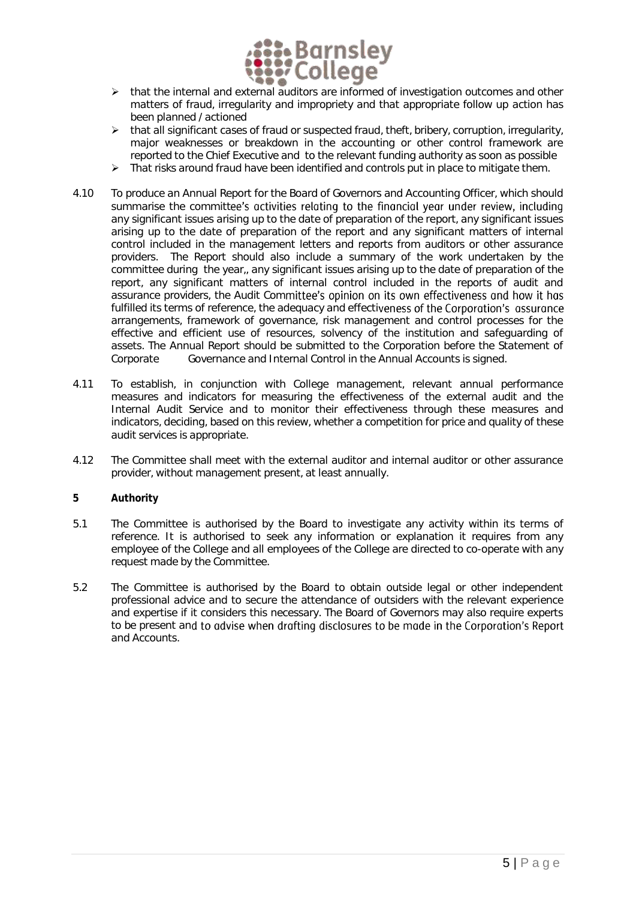- that the internal and external auditors are informed of investigation outcomes and other matters of fraud, irregularity and impropriety and that appropriate follow up action has been planned / actioned
- that all significant cases of fraud or suspected fraud, theft, bribery, corruption, irregularity, major weaknesses or breakdown in the accounting or other control framework are reported to the Chief Executive and to the relevant funding authority as soon as possible
- That risks around fraud have been identified and controls put in place to mitigate them.

4.10 To produce an Annual Report for the Board of Governors and Accounting Officer, which should summarise the committee's activities relating to the financial year under review, including any significant issues arising up to the date of preparation of the report, any significant issues arising up to the date of preparation of the report and any significant matters of internal control included in the management letters and reports from auditors or other assurance providers. The Report should also include a summary of the work undertaken by the committee during the year,, any significant issues arising up to the date of preparation of the report, any significant matters of internal control included in the reports of audit and assurance providers, the Audit Committee's opinion on its own effectiveness and how it has fulfilled its terms of reference, the adequacy and effectiveness of the Corporation's assurance arrangements, framework of governance, risk management and control processes for the effective and efficient use of resources, solvency of the institution and safeguarding of assets. The Annual Report should be submitted to the Corporation before the Statement of Corporate Governance and Internal Control in the Annual Accounts is signed.

4.11 To establish, in conjunction with College management, relevant annual performance measures and indicators for measuring the effectiveness of the external audit and the Internal Audit Service and to monitor their effectiveness through these measures and indicators, deciding, based on this review, whether a competition for price and quality of these audit services is appropriate.

4.12 The Committee shall meet with the external auditor and internal auditor or other assurance provider, without management present, at least annually.

## 5 Authority

5.1 The Committee is authorised by the Board to investigate any activity within its terms of reference. It is authorised to seek any information or explanation it requires from any employee of the College and all employees of the College are directed to co-operate with any request made by the Committee.

5.2 The Committee is authorised by the Board to obtain outside legal or other independent professional advice and to secure the attendance of outsiders with the relevant experience and expertise if it considers this necessary. The Board of Governors may also require experts to be present and to advise when drafting disclosures to be made in the Corporation's Report and Accounts.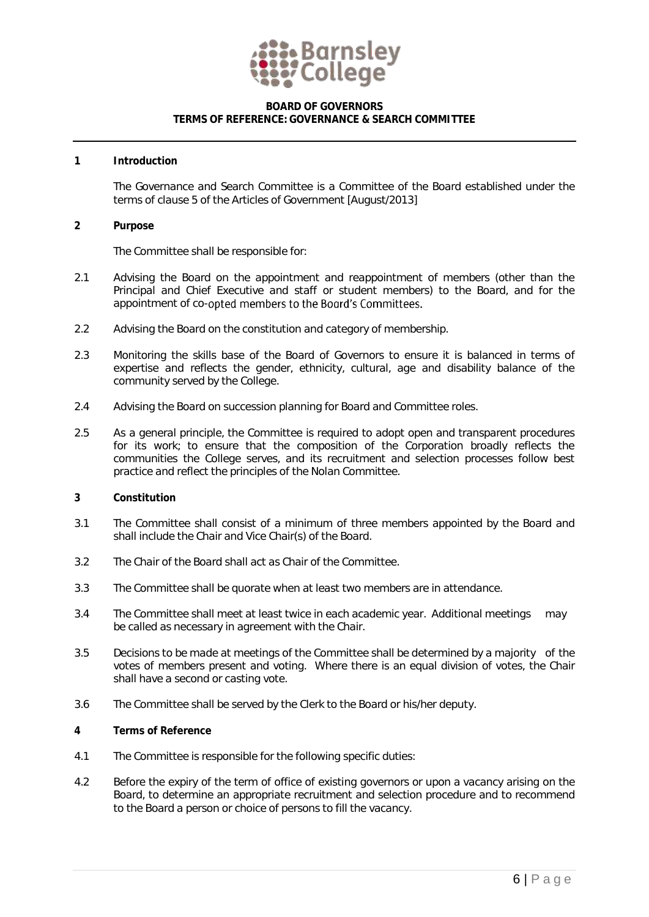**BOARD OF GOVERNORS**
**TERMS OF REFERENCE: GOVERNANCE & SEARCH COMMITTEE**

## 1 Introduction

The Governance and Search Committee is a Committee of the Board established under the terms of clause 5 of the Articles of Government [August/2013]

## 2 Purpose

The Committee shall be responsible for:

2.1 Advising the Board on the appointment and reappointment of members (other than the Principal and Chief Executive and staff or student members) to the Board, and for the appointment of co-opted members to the Board's Committees.

2.2 Advising the Board on the constitution and category of membership.

2.3 Monitoring the skills base of the Board of Governors to ensure it is balanced in terms of expertise and reflects the gender, ethnicity, cultural, age and disability balance of the community served by the College.

2.4 Advising the Board on succession planning for Board and Committee roles.

2.5 As a general principle, the Committee is required to adopt open and transparent procedures for its work; to ensure that the composition of the Corporation broadly reflects the communities the College serves, and its recruitment and selection processes follow best practice and reflect the principles of the Nolan Committee.

## 3 Constitution

3.1 The Committee shall consist of a minimum of three members appointed by the Board and shall include the Chair and Vice Chair(s) of the Board.

3.2 The Chair of the Board shall act as Chair of the Committee.

3.3 The Committee shall be quorate when at least two members are in attendance.

3.4 The Committee shall meet at least twice in each academic year. Additional meetings may be called as necessary in agreement with the Chair.

3.5 Decisions to be made at meetings of the Committee shall be determined by a majority of the votes of members present and voting. Where there is an equal division of votes, the Chair shall have a second or casting vote.

3.6 The Committee shall be served by the Clerk to the Board or his/her deputy.

## 4 Terms of Reference

4.1 The Committee is responsible for the following specific duties:

4.2 Before the expiry of the term of office of existing governors or upon a vacancy arising on the Board, to determine an appropriate recruitment and selection procedure and to recommend to the Board a person or choice of persons to fill the vacancy.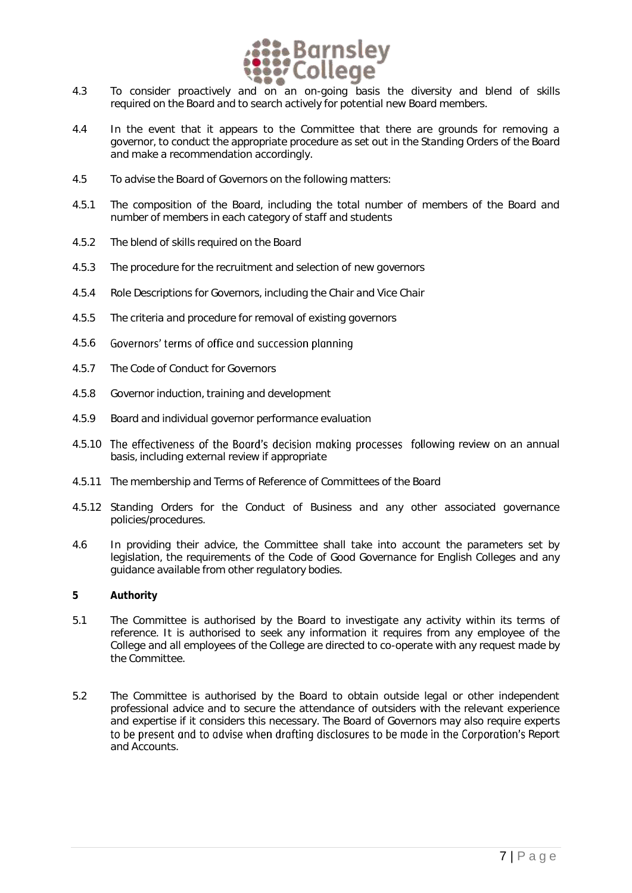4.3 To consider proactively and on an on-going basis the diversity and blend of skills required on the Board and to search actively for potential new Board members.

4.4 In the event that it appears to the Committee that there are grounds for removing a governor, to conduct the appropriate procedure as set out in the Standing Orders of the Board and make a recommendation accordingly.

4.5 To advise the Board of Governors on the following matters:

4.5.1 The composition of the Board, including the total number of members of the Board and number of members in each category of staff and students

4.5.2 The blend of skills required on the Board

4.5.3 The procedure for the recruitment and selection of new governors

4.5.4 Role Descriptions for Governors, including the Chair and Vice Chair

4.5.5 The criteria and procedure for removal of existing governors

4.5.6 Governors' terms of office and succession planning

4.5.7 The Code of Conduct for Governors

4.5.8 Governor induction, training and development

4.5.9 Board and individual governor performance evaluation

4.5.10 The effectiveness of the Board's decision making processes following review on an annual basis, including external review if appropriate

4.5.11 The membership and Terms of Reference of Committees of the Board

4.5.12 Standing Orders for the Conduct of Business and any other associated governance policies/procedures.

4.6 In providing their advice, the Committee shall take into account the parameters set by legislation, the requirements of the Code of Good Governance for English Colleges and any guidance available from other regulatory bodies.

**5 Authority**

5.1 The Committee is authorised by the Board to investigate any activity within its terms of reference. It is authorised to seek any information it requires from any employee of the College and all employees of the College are directed to co-operate with any request made by the Committee.

5.2 The Committee is authorised by the Board to obtain outside legal or other independent professional advice and to secure the attendance of outsiders with the relevant experience and expertise if it considers this necessary. The Board of Governors may also require experts to be present and to advise when drafting disclosures to be made in the Corporation's Report and Accounts.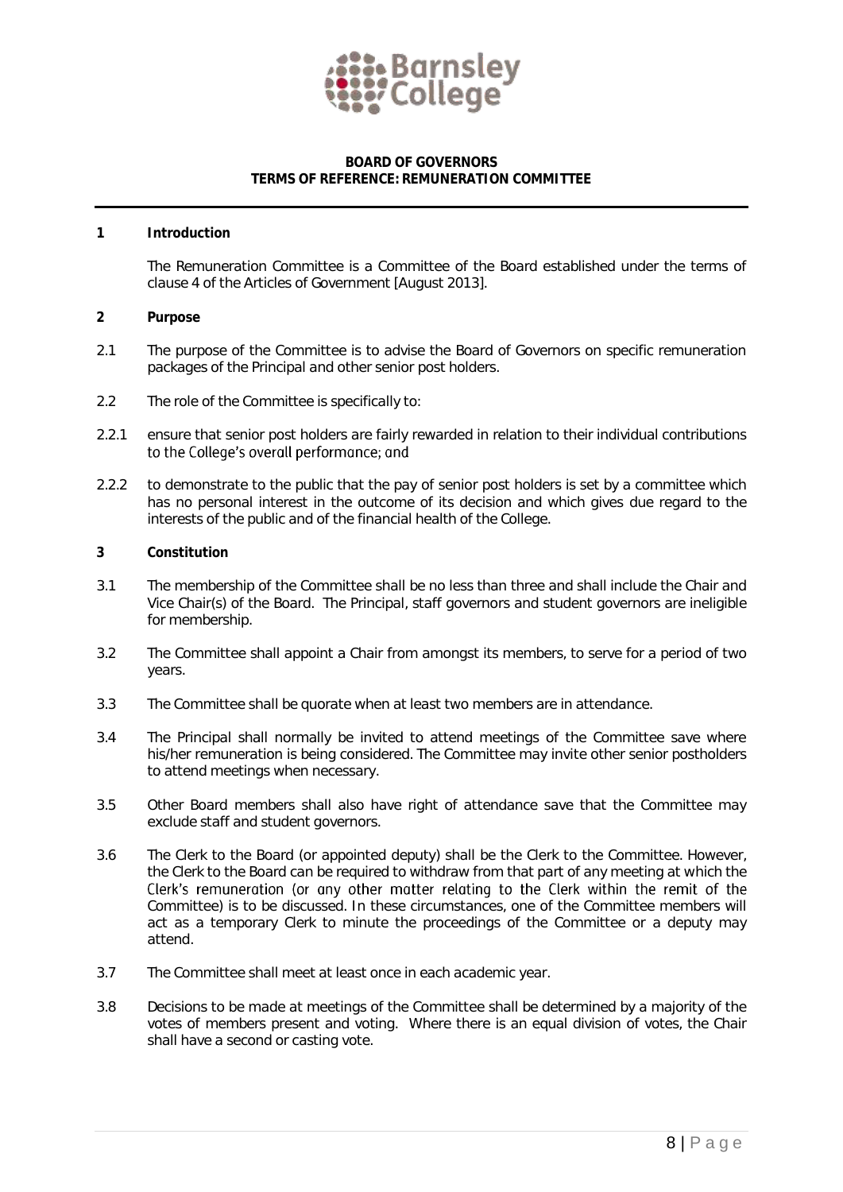**BOARD OF GOVERNORS**
**TERMS OF REFERENCE: REMUNERATION COMMITTEE**

## 1 Introduction

The Remuneration Committee is a Committee of the Board established under the terms of clause 4 of the Articles of Government [August 2013].

## 2 Purpose

2.1 The purpose of the Committee is to advise the Board of Governors on specific remuneration packages of the Principal and other senior post holders.

2.2 The role of the Committee is specifically to:

2.2.1 ensure that senior post holders are fairly rewarded in relation to their individual contributions to the College's overall performance; and

2.2.2 to demonstrate to the public that the pay of senior post holders is set by a committee which has no personal interest in the outcome of its decision and which gives due regard to the interests of the public and of the financial health of the College.

## 3 Constitution

3.1 The membership of the Committee shall be no less than three and shall include the Chair and Vice Chair(s) of the Board. The Principal, staff governors and student governors are ineligible for membership.

3.2 The Committee shall appoint a Chair from amongst its members, to serve for a period of two years.

3.3 The Committee shall be quorate when at least two members are in attendance.

3.4 The Principal shall normally be invited to attend meetings of the Committee save where his/her remuneration is being considered. The Committee may invite other senior postholders to attend meetings when necessary.

3.5 Other Board members shall also have right of attendance save that the Committee may exclude staff and student governors.

3.6 The Clerk to the Board (or appointed deputy) shall be the Clerk to the Committee. However, the Clerk to the Board can be required to withdraw from that part of any meeting at which the Clerk's remuneration (or any other matter relating to the Clerk within the remit of the Committee) is to be discussed. In these circumstances, one of the Committee members will act as a temporary Clerk to minute the proceedings of the Committee or a deputy may attend.

3.7 The Committee shall meet at least once in each academic year.

3.8 Decisions to be made at meetings of the Committee shall be determined by a majority of the votes of members present and voting. Where there is an equal division of votes, the Chair shall have a second or casting vote.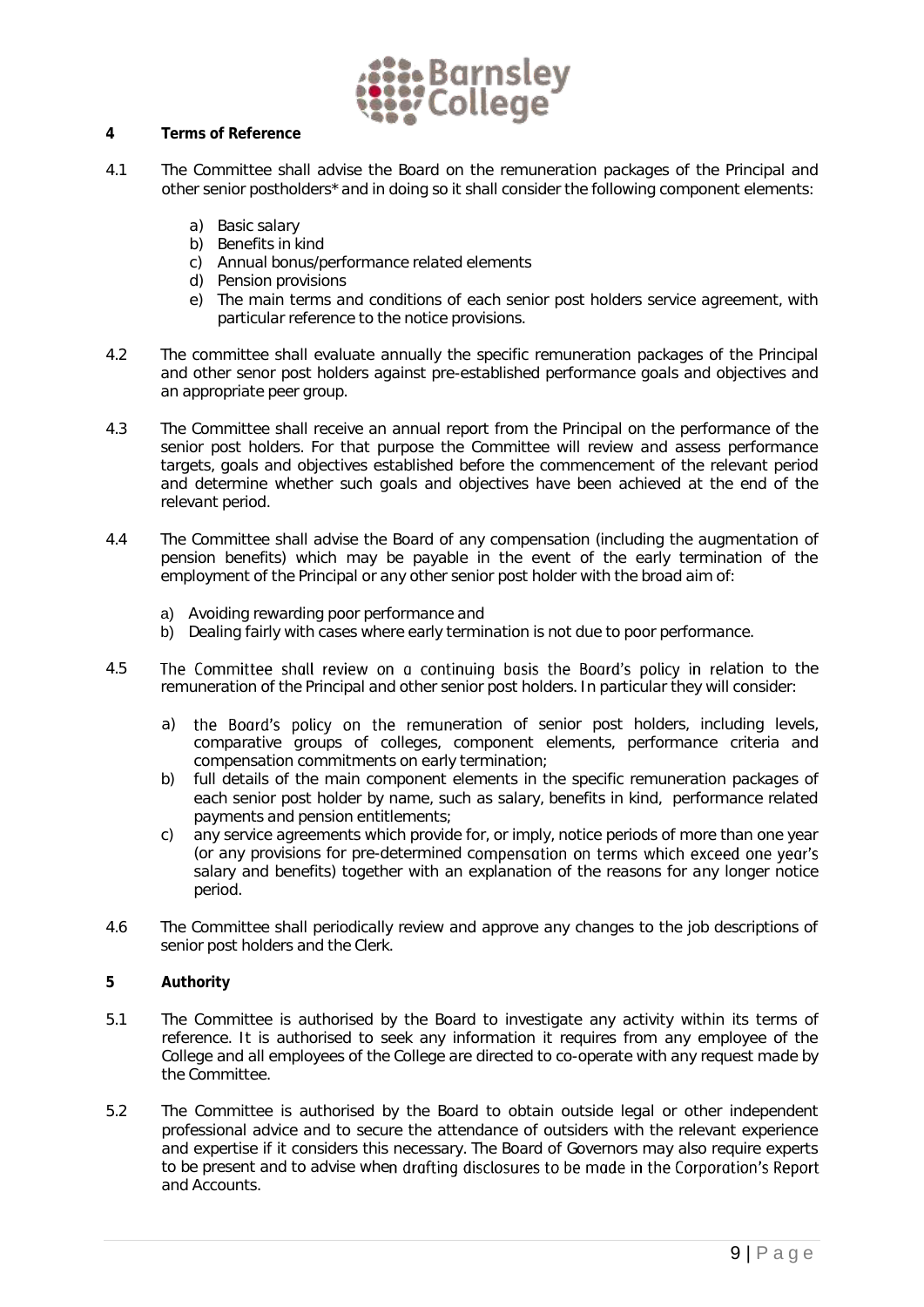## 4 Terms of Reference

4.1 The Committee shall advise the Board on the remuneration packages of the Principal and other senior postholders* and in doing so it shall consider the following component elements:

a) Basic salary
b) Benefits in kind
c) Annual bonus/performance related elements
d) Pension provisions
e) The main terms and conditions of each senior post holders service agreement, with particular reference to the notice provisions.

4.2 The committee shall evaluate annually the specific remuneration packages of the Principal and other senor post holders against pre-established performance goals and objectives and an appropriate peer group.

4.3 The Committee shall receive an annual report from the Principal on the performance of the senior post holders. For that purpose the Committee will review and assess performance targets, goals and objectives established before the commencement of the relevant period and determine whether such goals and objectives have been achieved at the end of the relevant period.

4.4 The Committee shall advise the Board of any compensation (including the augmentation of pension benefits) which may be payable in the event of the early termination of the employment of the Principal or any other senior post holder with the broad aim of:

a) Avoiding rewarding poor performance and
b) Dealing fairly with cases where early termination is not due to poor performance.

4.5 The Committee shall review on a continuing basis the Board's policy in relation to the remuneration of the Principal and other senior post holders. In particular they will consider:

a) the Board's policy on the remuneration of senior post holders, including levels, comparative groups of colleges, component elements, performance criteria and compensation commitments on early termination;
b) full details of the main component elements in the specific remuneration packages of each senior post holder by name, such as salary, benefits in kind, performance related payments and pension entitlements;
c) any service agreements which provide for, or imply, notice periods of more than one year (or any provisions for pre-determined compensation on terms which exceed one year's salary and benefits) together with an explanation of the reasons for any longer notice period.

4.6 The Committee shall periodically review and approve any changes to the job descriptions of senior post holders and the Clerk.

## 5 Authority

5.1 The Committee is authorised by the Board to investigate any activity within its terms of reference. It is authorised to seek any information it requires from any employee of the College and all employees of the College are directed to co-operate with any request made by the Committee.

5.2 The Committee is authorised by the Board to obtain outside legal or other independent professional advice and to secure the attendance of outsiders with the relevant experience and expertise if it considers this necessary. The Board of Governors may also require experts to be present and to advise when drafting disclosures to be made in the Corporation's Report and Accounts.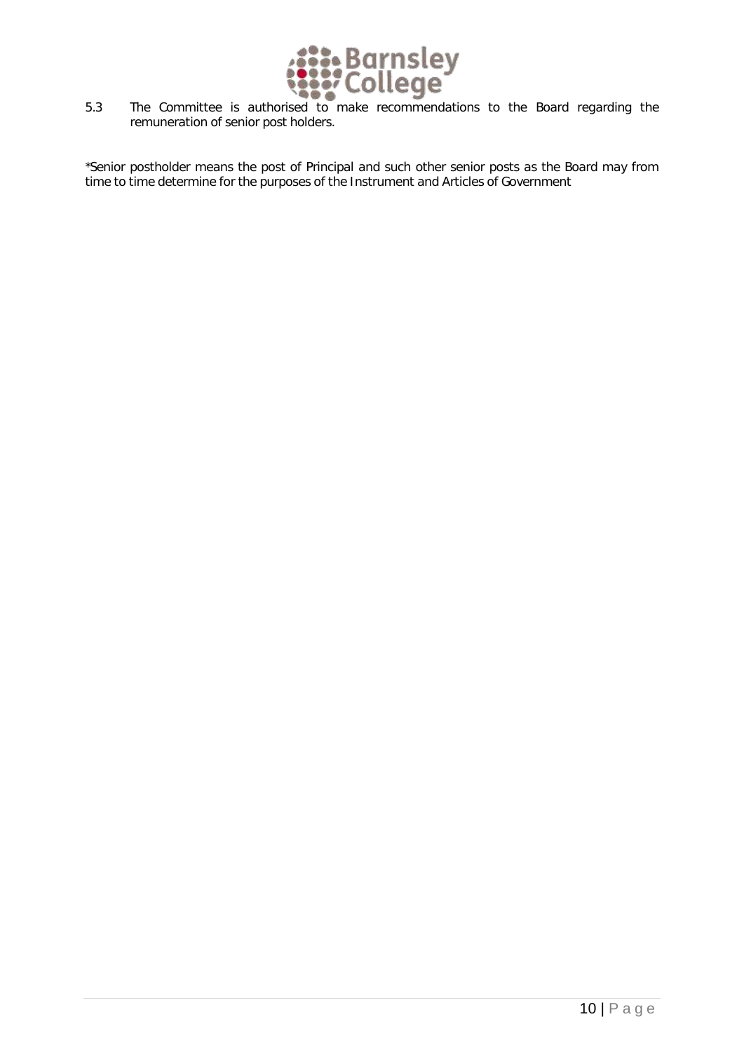5.3 The Committee is authorised to make recommendations to the Board regarding the remuneration of senior post holders.

*Senior postholder means the post of Principal and such other senior posts as the Board may from time to time determine for the purposes of the Instrument and Articles of Government